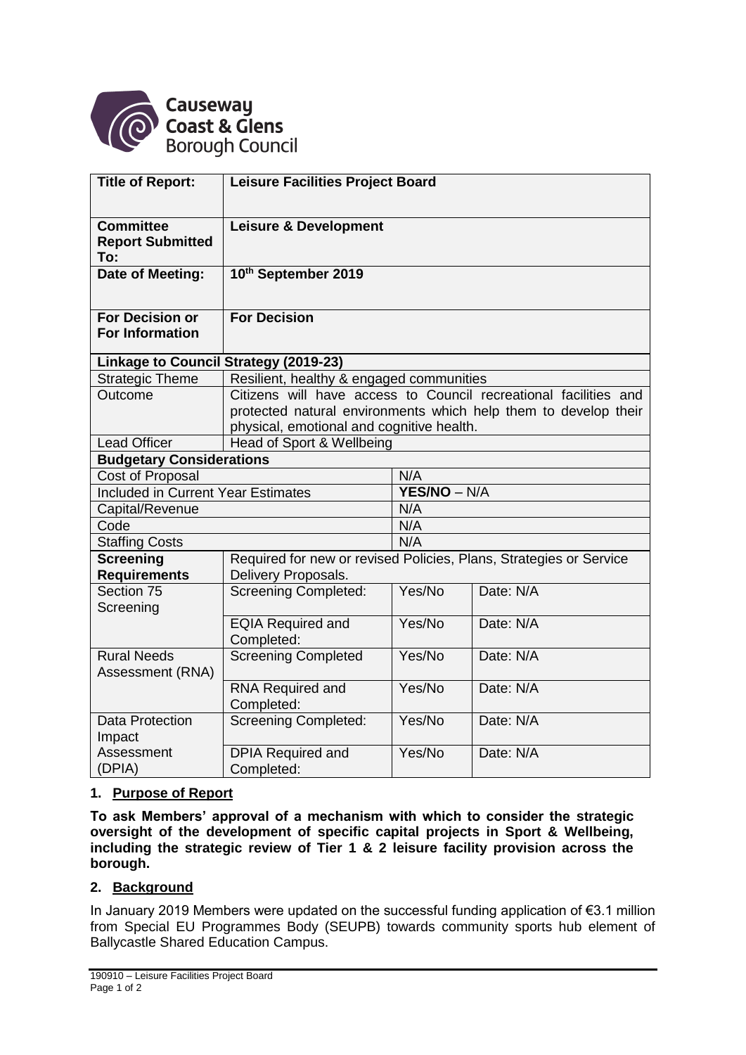Causeway Coast & Glens Borough Council

| Title of Report: | Leisure Facilities Project Board | | |
|---|---|---|---|
| **Committee Report Submitted To:** | **Leisure & Development** | | |
| **Date of Meeting:** | **10th September 2019** | | |
| **For Decision or For Information** | **For Decision** | | |
| **Linkage to Council Strategy (2019-23)** | | | |
| Strategic Theme | Resilient, healthy & engaged communities | | |
| Outcome | Citizens will have access to Council recreational facilities and protected natural environments which help them to develop their physical, emotional and cognitive health. | | |
| Lead Officer | Head of Sport & Wellbeing | | |
| **Budgetary Considerations** | | | |
| Cost of Proposal | | N/A | |
| Included in Current Year Estimates | | **YES/NO** – N/A | |
| Capital/Revenue | | N/A | |
| Code | | N/A | |
| Staffing Costs | | N/A | |
| **Screening Requirements** | Required for new or revised Policies, Plans, Strategies or Service Delivery Proposals. | | |
| Section 75 Screening | Screening Completed: | Yes/No | Date: N/A |
| | EQIA Required and Completed: | Yes/No | Date: N/A |
| Rural Needs Assessment (RNA) | Screening Completed | Yes/No | Date: N/A |
| | RNA Required and Completed: | Yes/No | Date: N/A |
| Data Protection Impact Assessment (DPIA) | Screening Completed: | Yes/No | Date: N/A |
| | DPIA Required and Completed: | Yes/No | Date: N/A |

## 1. Purpose of Report

**To ask Members' approval of a mechanism with which to consider the strategic oversight of the development of specific capital projects in Sport & Wellbeing, including the strategic review of Tier 1 & 2 leisure facility provision across the borough.**

## 2. Background

In January 2019 Members were updated on the successful funding application of €3.1 million from Special EU Programmes Body (SEUPB) towards community sports hub element of Ballycastle Shared Education Campus.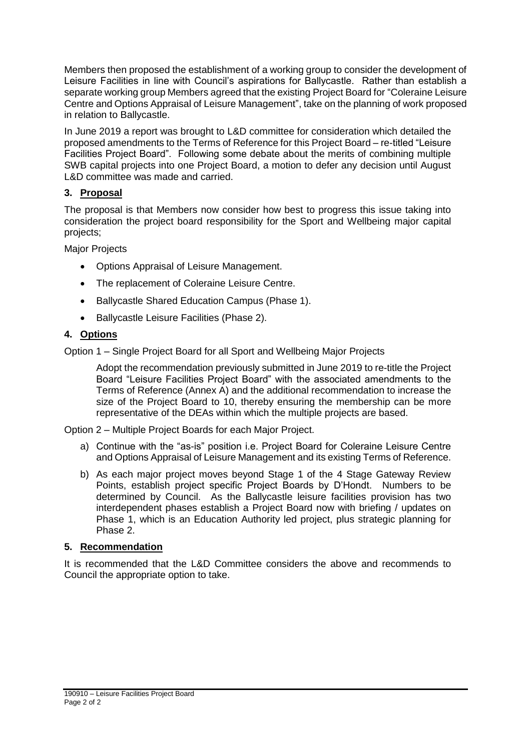Members then proposed the establishment of a working group to consider the development of Leisure Facilities in line with Council's aspirations for Ballycastle. Rather than establish a separate working group Members agreed that the existing Project Board for "Coleraine Leisure Centre and Options Appraisal of Leisure Management", take on the planning of work proposed in relation to Ballycastle.

In June 2019 a report was brought to L&D committee for consideration which detailed the proposed amendments to the Terms of Reference for this Project Board – re-titled "Leisure Facilities Project Board". Following some debate about the merits of combining multiple SWB capital projects into one Project Board, a motion to defer any decision until August L&D committee was made and carried.

## 3. Proposal

The proposal is that Members now consider how best to progress this issue taking into consideration the project board responsibility for the Sport and Wellbeing major capital projects;

Major Projects

- Options Appraisal of Leisure Management.
- The replacement of Coleraine Leisure Centre.
- Ballycastle Shared Education Campus (Phase 1).
- Ballycastle Leisure Facilities (Phase 2).

## 4. Options

Option 1 – Single Project Board for all Sport and Wellbeing Major Projects

Adopt the recommendation previously submitted in June 2019 to re-title the Project Board "Leisure Facilities Project Board" with the associated amendments to the Terms of Reference (Annex A) and the additional recommendation to increase the size of the Project Board to 10, thereby ensuring the membership can be more representative of the DEAs within which the multiple projects are based.

Option 2 – Multiple Project Boards for each Major Project.

a) Continue with the "as-is" position i.e. Project Board for Coleraine Leisure Centre and Options Appraisal of Leisure Management and its existing Terms of Reference.

b) As each major project moves beyond Stage 1 of the 4 Stage Gateway Review Points, establish project specific Project Boards by D'Hondt. Numbers to be determined by Council. As the Ballycastle leisure facilities provision has two interdependent phases establish a Project Board now with briefing / updates on Phase 1, which is an Education Authority led project, plus strategic planning for Phase 2.

## 5. Recommendation

It is recommended that the L&D Committee considers the above and recommends to Council the appropriate option to take.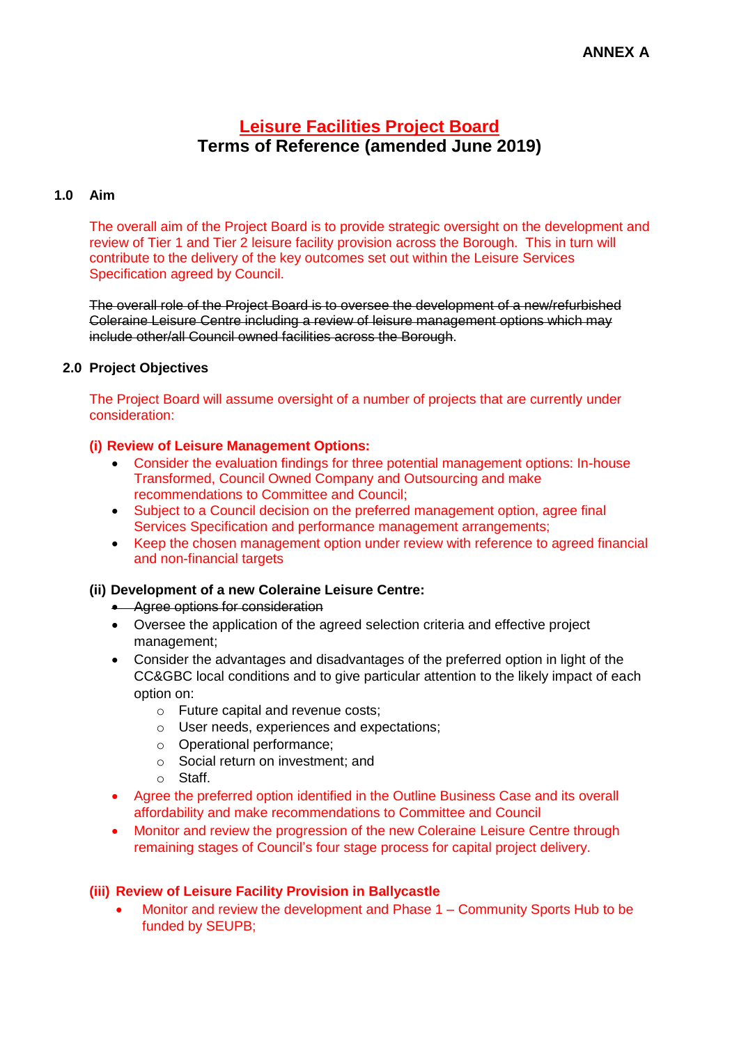**ANNEX A**

# Leisure Facilities Project Board
## Terms of Reference (amended June 2019)

### 1.0 Aim

The overall aim of the Project Board is to provide strategic oversight on the development and review of Tier 1 and Tier 2 leisure facility provision across the Borough. This in turn will contribute to the delivery of the key outcomes set out within the Leisure Services Specification agreed by Council.

~~The overall role of the Project Board is to oversee the development of a new/refurbished Coleraine Leisure Centre including a review of leisure management options which may include other/all Council owned facilities across the Borough.~~

### 2.0 Project Objectives

The Project Board will assume oversight of a number of projects that are currently under consideration:

**(i) Review of Leisure Management Options:**

- Consider the evaluation findings for three potential management options: In-house Transformed, Council Owned Company and Outsourcing and make recommendations to Committee and Council;
- Subject to a Council decision on the preferred management option, agree final Services Specification and performance management arrangements;
- Keep the chosen management option under review with reference to agreed financial and non-financial targets

**(ii) Development of a new Coleraine Leisure Centre:**

- ~~Agree options for consideration~~
- Oversee the application of the agreed selection criteria and effective project management;
- Consider the advantages and disadvantages of the preferred option in light of the CC&GBC local conditions and to give particular attention to the likely impact of each option on:
  - Future capital and revenue costs;
  - User needs, experiences and expectations;
  - Operational performance;
  - Social return on investment; and
  - Staff.
- Agree the preferred option identified in the Outline Business Case and its overall affordability and make recommendations to Committee and Council
- Monitor and review the progression of the new Coleraine Leisure Centre through remaining stages of Council's four stage process for capital project delivery.

**(iii) Review of Leisure Facility Provision in Ballycastle**

- Monitor and review the development and Phase 1 – Community Sports Hub to be funded by SEUPB;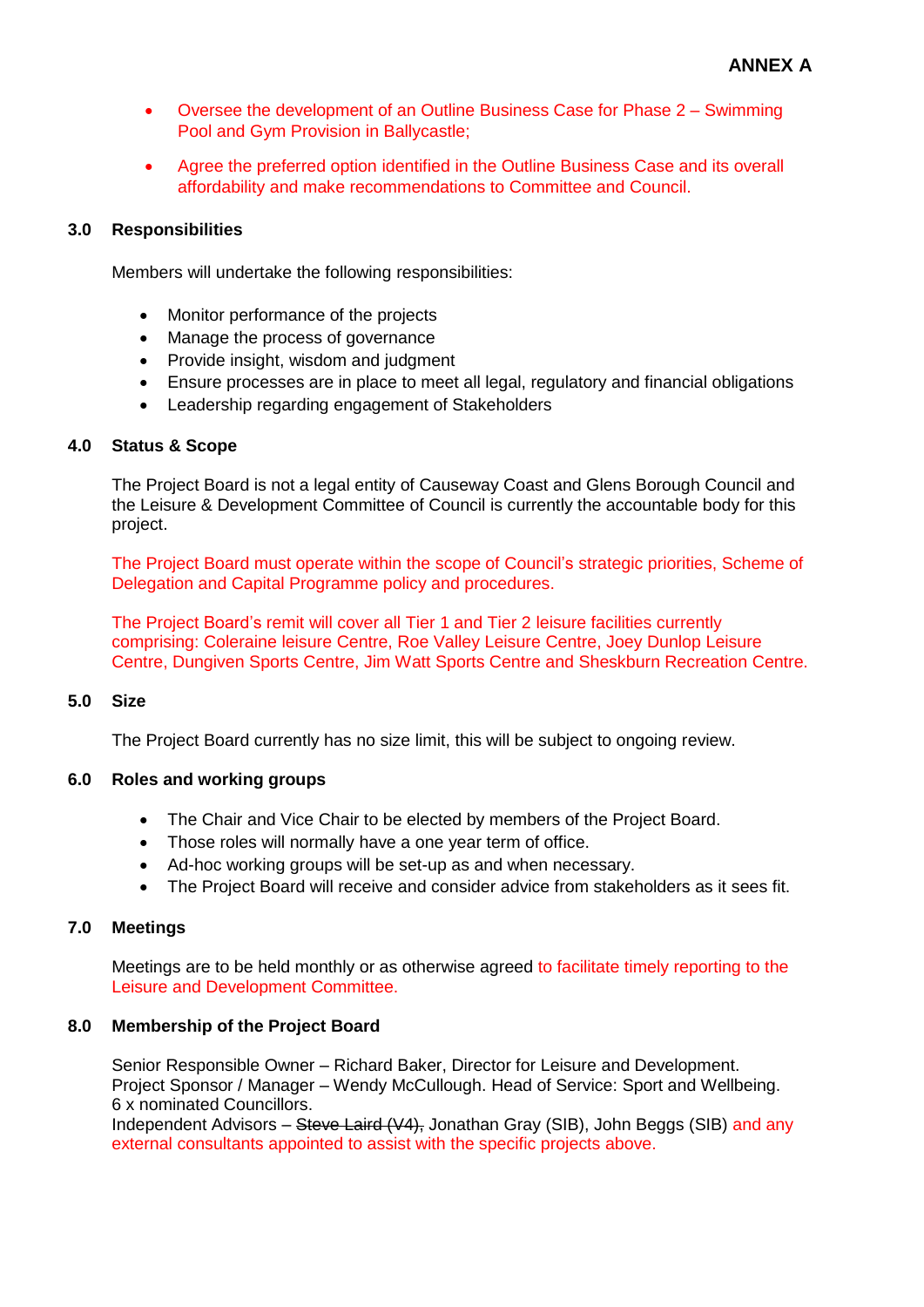**ANNEX A**

- Oversee the development of an Outline Business Case for Phase 2 – Swimming Pool and Gym Provision in Ballycastle;
- Agree the preferred option identified in the Outline Business Case and its overall affordability and make recommendations to Committee and Council.

## 3.0 Responsibilities

Members will undertake the following responsibilities:

- Monitor performance of the projects
- Manage the process of governance
- Provide insight, wisdom and judgment
- Ensure processes are in place to meet all legal, regulatory and financial obligations
- Leadership regarding engagement of Stakeholders

## 4.0 Status & Scope

The Project Board is not a legal entity of Causeway Coast and Glens Borough Council and the Leisure & Development Committee of Council is currently the accountable body for this project.

The Project Board must operate within the scope of Council's strategic priorities, Scheme of Delegation and Capital Programme policy and procedures.

The Project Board's remit will cover all Tier 1 and Tier 2 leisure facilities currently comprising: Coleraine leisure Centre, Roe Valley Leisure Centre, Joey Dunlop Leisure Centre, Dungiven Sports Centre, Jim Watt Sports Centre and Sheskburn Recreation Centre.

## 5.0 Size

The Project Board currently has no size limit, this will be subject to ongoing review.

## 6.0 Roles and working groups

- The Chair and Vice Chair to be elected by members of the Project Board.
- Those roles will normally have a one year term of office.
- Ad-hoc working groups will be set-up as and when necessary.
- The Project Board will receive and consider advice from stakeholders as it sees fit.

## 7.0 Meetings

Meetings are to be held monthly or as otherwise agreed to facilitate timely reporting to the Leisure and Development Committee.

## 8.0 Membership of the Project Board

Senior Responsible Owner – Richard Baker, Director for Leisure and Development.
Project Sponsor / Manager – Wendy McCullough. Head of Service: Sport and Wellbeing.
6 x nominated Councillors.
Independent Advisors – ~~Steve Laird (V4),~~ Jonathan Gray (SIB), John Beggs (SIB) and any external consultants appointed to assist with the specific projects above.